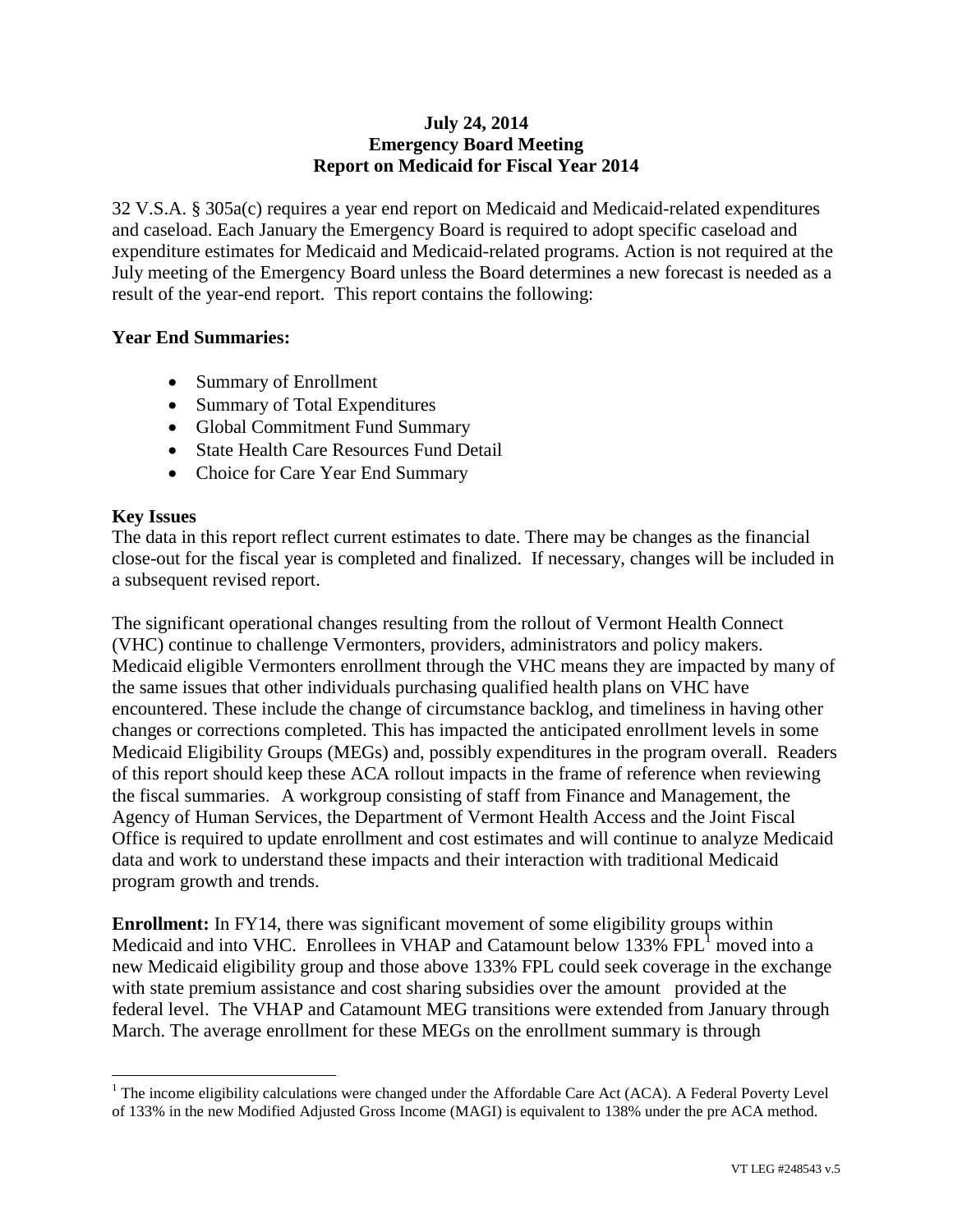# July 24, 2014
# Emergency Board Meeting
# Report on Medicaid for Fiscal Year 2014

32 V.S.A. § 305a(c) requires a year end report on Medicaid and Medicaid-related expenditures and caseload. Each January the Emergency Board is required to adopt specific caseload and expenditure estimates for Medicaid and Medicaid-related programs. Action is not required at the July meeting of the Emergency Board unless the Board determines a new forecast is needed as a result of the year-end report. This report contains the following:

**Year End Summaries:**

- Summary of Enrollment
- Summary of Total Expenditures
- Global Commitment Fund Summary
- State Health Care Resources Fund Detail
- Choice for Care Year End Summary

**Key Issues**

The data in this report reflect current estimates to date. There may be changes as the financial close-out for the fiscal year is completed and finalized. If necessary, changes will be included in a subsequent revised report.

The significant operational changes resulting from the rollout of Vermont Health Connect (VHC) continue to challenge Vermonters, providers, administrators and policy makers. Medicaid eligible Vermonters enrollment through the VHC means they are impacted by many of the same issues that other individuals purchasing qualified health plans on VHC have encountered. These include the change of circumstance backlog, and timeliness in having other changes or corrections completed. This has impacted the anticipated enrollment levels in some Medicaid Eligibility Groups (MEGs) and, possibly expenditures in the program overall. Readers of this report should keep these ACA rollout impacts in the frame of reference when reviewing the fiscal summaries. A workgroup consisting of staff from Finance and Management, the Agency of Human Services, the Department of Vermont Health Access and the Joint Fiscal Office is required to update enrollment and cost estimates and will continue to analyze Medicaid data and work to understand these impacts and their interaction with traditional Medicaid program growth and trends.

**Enrollment:** In FY14, there was significant movement of some eligibility groups within Medicaid and into VHC. Enrollees in VHAP and Catamount below 133% FPL[1] moved into a new Medicaid eligibility group and those above 133% FPL could seek coverage in the exchange with state premium assistance and cost sharing subsidies over the amount provided at the federal level. The VHAP and Catamount MEG transitions were extended from January through March. The average enrollment for these MEGs on the enrollment summary is through

[1] The income eligibility calculations were changed under the Affordable Care Act (ACA). A Federal Poverty Level of 133% in the new Modified Adjusted Gross Income (MAGI) is equivalent to 138% under the pre ACA method.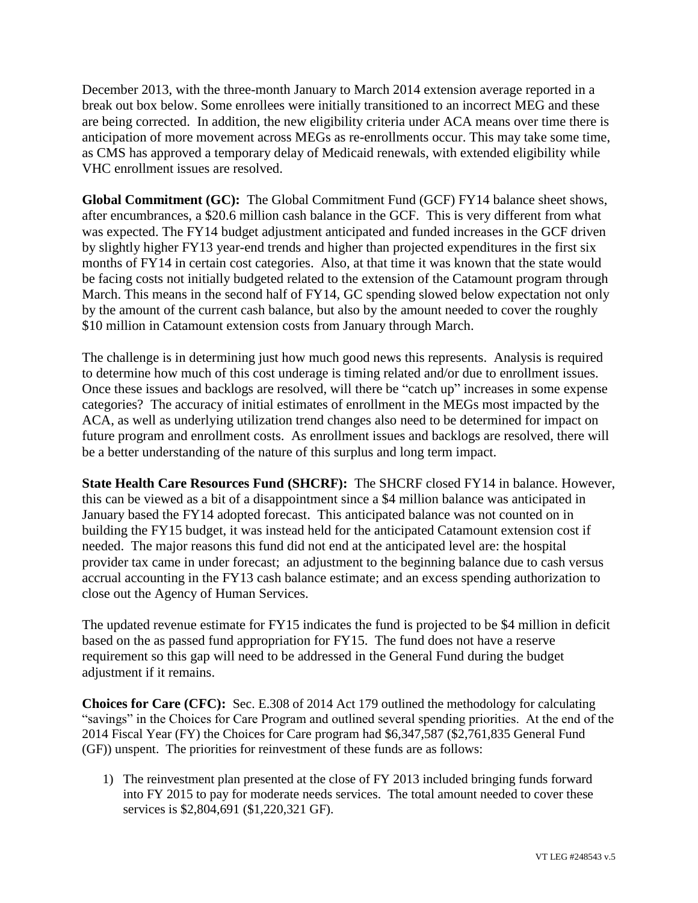December 2013, with the three-month January to March 2014 extension average reported in a break out box below. Some enrollees were initially transitioned to an incorrect MEG and these are being corrected. In addition, the new eligibility criteria under ACA means over time there is anticipation of more movement across MEGs as re-enrollments occur. This may take some time, as CMS has approved a temporary delay of Medicaid renewals, with extended eligibility while VHC enrollment issues are resolved.

**Global Commitment (GC):** The Global Commitment Fund (GCF) FY14 balance sheet shows, after encumbrances, a $20.6 million cash balance in the GCF. This is very different from what was expected. The FY14 budget adjustment anticipated and funded increases in the GCF driven by slightly higher FY13 year-end trends and higher than projected expenditures in the first six months of FY14 in certain cost categories. Also, at that time it was known that the state would be facing costs not initially budgeted related to the extension of the Catamount program through March. This means in the second half of FY14, GC spending slowed below expectation not only by the amount of the current cash balance, but also by the amount needed to cover the roughly $10 million in Catamount extension costs from January through March.

The challenge is in determining just how much good news this represents. Analysis is required to determine how much of this cost underage is timing related and/or due to enrollment issues. Once these issues and backlogs are resolved, will there be "catch up" increases in some expense categories? The accuracy of initial estimates of enrollment in the MEGs most impacted by the ACA, as well as underlying utilization trend changes also need to be determined for impact on future program and enrollment costs. As enrollment issues and backlogs are resolved, there will be a better understanding of the nature of this surplus and long term impact.

**State Health Care Resources Fund (SHCRF):** The SHCRF closed FY14 in balance. However, this can be viewed as a bit of a disappointment since a $4 million balance was anticipated in January based the FY14 adopted forecast. This anticipated balance was not counted on in building the FY15 budget, it was instead held for the anticipated Catamount extension cost if needed. The major reasons this fund did not end at the anticipated level are: the hospital provider tax came in under forecast; an adjustment to the beginning balance due to cash versus accrual accounting in the FY13 cash balance estimate; and an excess spending authorization to close out the Agency of Human Services.

The updated revenue estimate for FY15 indicates the fund is projected to be $4 million in deficit based on the as passed fund appropriation for FY15. The fund does not have a reserve requirement so this gap will need to be addressed in the General Fund during the budget adjustment if it remains.

**Choices for Care (CFC):** Sec. E.308 of 2014 Act 179 outlined the methodology for calculating "savings" in the Choices for Care Program and outlined several spending priorities. At the end of the 2014 Fiscal Year (FY) the Choices for Care program had $6,347,587 ($2,761,835 General Fund (GF)) unspent. The priorities for reinvestment of these funds are as follows:

1) The reinvestment plan presented at the close of FY 2013 included bringing funds forward into FY 2015 to pay for moderate needs services. The total amount needed to cover these services is $2,804,691 ($1,220,321 GF).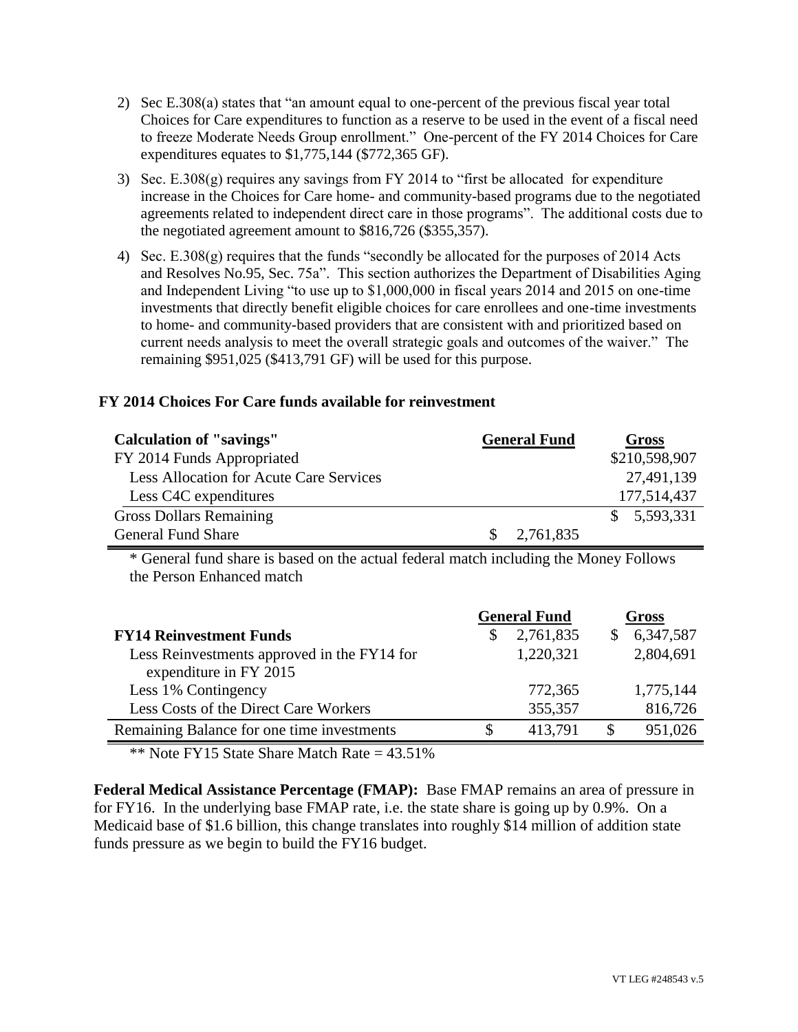2) Sec E.308(a) states that "an amount equal to one-percent of the previous fiscal year total Choices for Care expenditures to function as a reserve to be used in the event of a fiscal need to freeze Moderate Needs Group enrollment." One-percent of the FY 2014 Choices for Care expenditures equates to $1,775,144 ($772,365 GF).

3) Sec. E.308(g) requires any savings from FY 2014 to "first be allocated for expenditure increase in the Choices for Care home- and community-based programs due to the negotiated agreements related to independent direct care in those programs". The additional costs due to the negotiated agreement amount to $816,726 ($355,357).

4) Sec. E.308(g) requires that the funds "secondly be allocated for the purposes of 2014 Acts and Resolves No.95, Sec. 75a". This section authorizes the Department of Disabilities Aging and Independent Living "to use up to $1,000,000 in fiscal years 2014 and 2015 on one-time investments that directly benefit eligible choices for care enrollees and one-time investments to home- and community-based providers that are consistent with and prioritized based on current needs analysis to meet the overall strategic goals and outcomes of the waiver." The remaining $951,025 ($413,791 GF) will be used for this purpose.

**FY 2014 Choices For Care funds available for reinvestment**

| **Calculation of "savings"** | **General Fund** | **Gross** |
|---|---|---|
| FY 2014 Funds Appropriated | | $210,598,907 |
| Less Allocation for Acute Care Services | | 27,491,139 |
| Less C4C expenditures | | 177,514,437 |
| Gross Dollars Remaining | | $ 5,593,331 |
| General Fund Share | $ 2,761,835 | |

\* General fund share is based on the actual federal match including the Money Follows the Person Enhanced match

| | **General Fund** | **Gross** |
|---|---|---|
| **FY14 Reinvestment Funds** | $ 2,761,835 | $ 6,347,587 |
| Less Reinvestments approved in the FY14 for expenditure in FY 2015 | 1,220,321 | 2,804,691 |
| Less 1% Contingency | 772,365 | 1,775,144 |
| Less Costs of the Direct Care Workers | 355,357 | 816,726 |
| Remaining Balance for one time investments | $ 413,791 | $ 951,026 |

\*\* Note FY15 State Share Match Rate = 43.51%

**Federal Medical Assistance Percentage (FMAP):** Base FMAP remains an area of pressure in for FY16. In the underlying base FMAP rate, i.e. the state share is going up by 0.9%. On a Medicaid base of $1.6 billion, this change translates into roughly $14 million of addition state funds pressure as we begin to build the FY16 budget.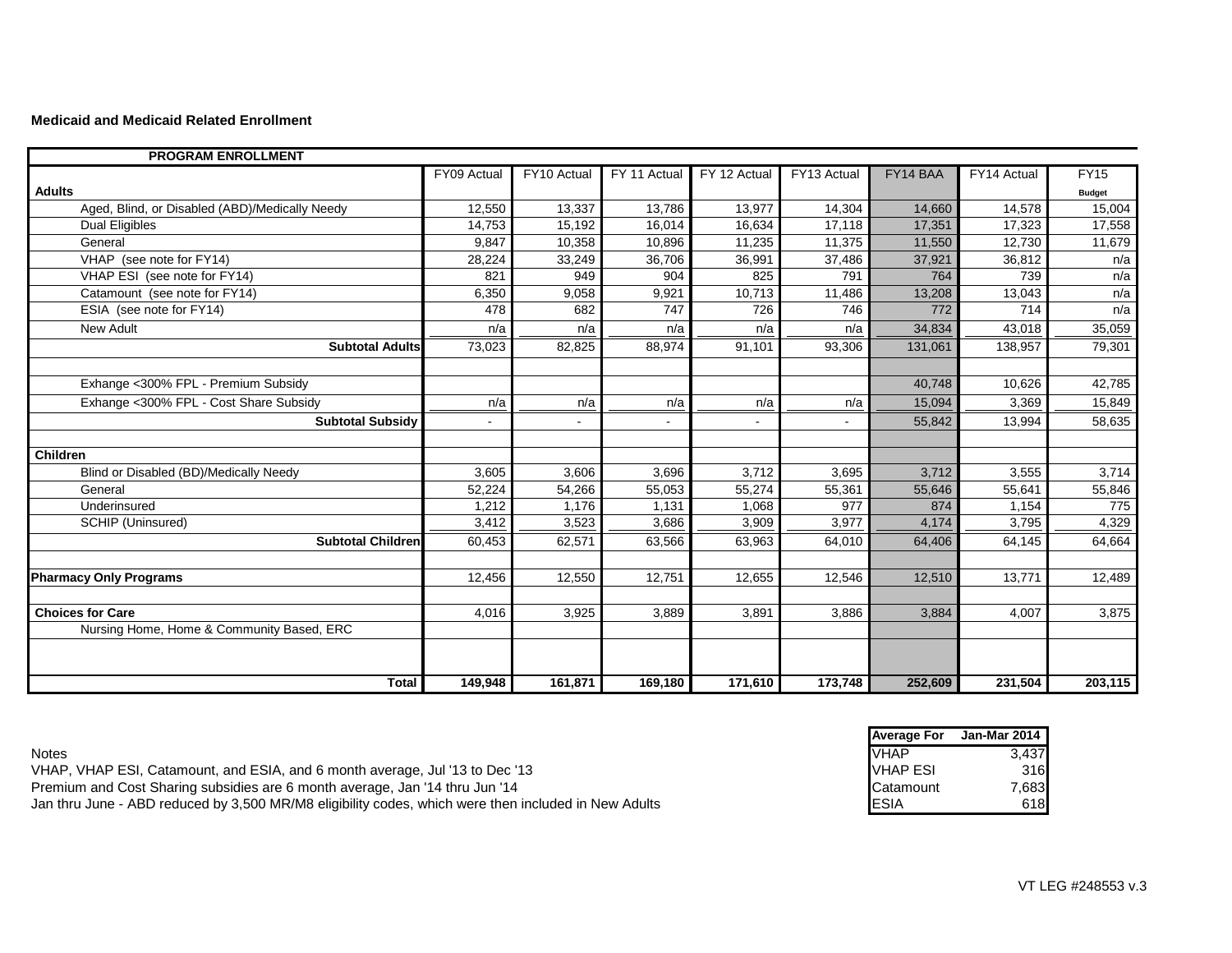**Medicaid and Medicaid Related Enrollment**

| PROGRAM ENROLLMENT | FY09 Actual | FY10 Actual | FY 11 Actual | FY 12 Actual | FY13 Actual | FY14 BAA | FY14 Actual | FY15 Budget |
|---|---|---|---|---|---|---|---|---|
| **Adults** | | | | | | | | |
| Aged, Blind, or Disabled (ABD)/Medically Needy | 12,550 | 13,337 | 13,786 | 13,977 | 14,304 | 14,660 | 14,578 | 15,004 |
| Dual Eligibles | 14,753 | 15,192 | 16,014 | 16,634 | 17,118 | 17,351 | 17,323 | 17,558 |
| General | 9,847 | 10,358 | 10,896 | 11,235 | 11,375 | 11,550 | 12,730 | 11,679 |
| VHAP (see note for FY14) | 28,224 | 33,249 | 36,706 | 36,991 | 37,486 | 37,921 | 36,812 | n/a |
| VHAP ESI (see note for FY14) | 821 | 949 | 904 | 825 | 791 | 764 | 739 | n/a |
| Catamount (see note for FY14) | 6,350 | 9,058 | 9,921 | 10,713 | 11,486 | 13,208 | 13,043 | n/a |
| ESIA (see note for FY14) | 478 | 682 | 747 | 726 | 746 | 772 | 714 | n/a |
| New Adult | n/a | n/a | n/a | n/a | n/a | 34,834 | 43,018 | 35,059 |
| **Subtotal Adults** | 73,023 | 82,825 | 88,974 | 91,101 | 93,306 | 131,061 | 138,957 | 79,301 |
| | | | | | | | | |
| Exhange <300% FPL - Premium Subsidy | | | | | | 40,748 | 10,626 | 42,785 |
| Exhange <300% FPL - Cost Share Subsidy | n/a | n/a | n/a | n/a | n/a | 15,094 | 3,369 | 15,849 |
| **Subtotal Subsidy** | - | - | - | - | - | 55,842 | 13,994 | 58,635 |
| | | | | | | | | |
| **Children** | | | | | | | | |
| Blind or Disabled (BD)/Medically Needy | 3,605 | 3,606 | 3,696 | 3,712 | 3,695 | 3,712 | 3,555 | 3,714 |
| General | 52,224 | 54,266 | 55,053 | 55,274 | 55,361 | 55,646 | 55,641 | 55,846 |
| Underinsured | 1,212 | 1,176 | 1,131 | 1,068 | 977 | 874 | 1,154 | 775 |
| SCHIP (Uninsured) | 3,412 | 3,523 | 3,686 | 3,909 | 3,977 | 4,174 | 3,795 | 4,329 |
| **Subtotal Children** | 60,453 | 62,571 | 63,566 | 63,963 | 64,010 | 64,406 | 64,145 | 64,664 |
| | | | | | | | | |
| **Pharmacy Only Programs** | 12,456 | 12,550 | 12,751 | 12,655 | 12,546 | 12,510 | 13,771 | 12,489 |
| | | | | | | | | |
| **Choices for Care** | 4,016 | 3,925 | 3,889 | 3,891 | 3,886 | 3,884 | 4,007 | 3,875 |
| Nursing Home, Home & Community Based, ERC | | | | | | | | |
| | | | | | | | | |
| **Total** | **149,948** | **161,871** | **169,180** | **171,610** | **173,748** | **252,609** | **231,504** | **203,115** |

Notes
VHAP, VHAP ESI, Catamount, and ESIA, and 6 month average, Jul '13 to Dec '13
Premium and Cost Sharing subsidies are 6 month average, Jan '14 thru Jun '14
Jan thru June - ABD reduced by 3,500 MR/M8 eligibility codes, which were then included in New Adults

| Average For | Jan-Mar 2014 |
|---|---|
| VHAP | 3,437 |
| VHAP ESI | 316 |
| Catamount | 7,683 |
| ESIA | 618 |

VT LEG #248553 v.3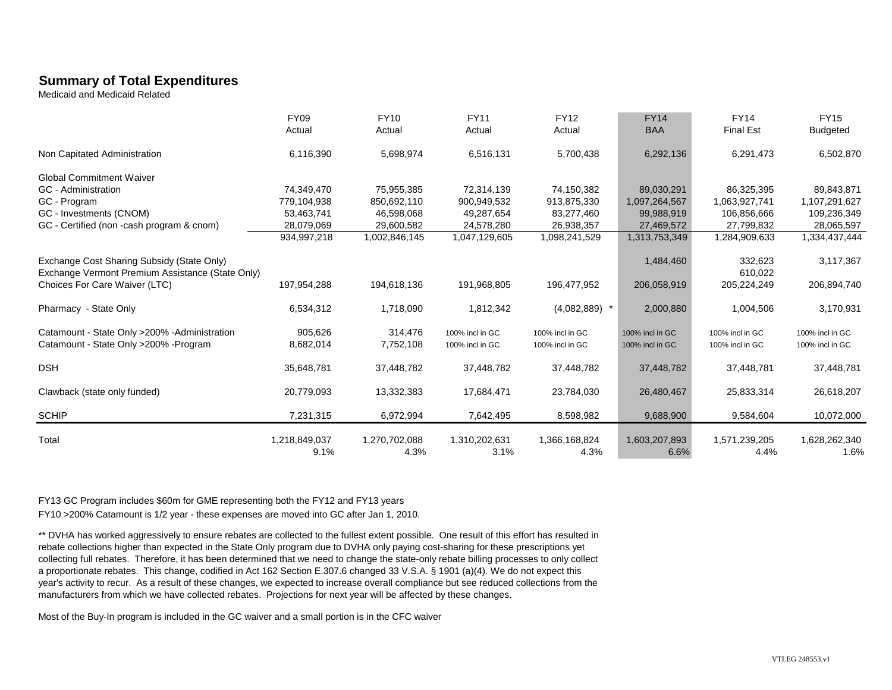## Summary of Total Expenditures

Medicaid and Medicaid Related

| | FY09 Actual | FY10 Actual | FY11 Actual | FY12 Actual | FY14 BAA | FY14 Final Est | FY15 Budgeted |
|---|---|---|---|---|---|---|---|
| Non Capitated Administration | 6,116,390 | 5,698,974 | 6,516,131 | 5,700,438 | 6,292,136 | 6,291,473 | 6,502,870 |
| Global Commitment Waiver | | | | | | | |
| GC - Administration | 74,349,470 | 75,955,385 | 72,314,139 | 74,150,382 | 89,030,291 | 86,325,395 | 89,843,871 |
| GC - Program | 779,104,938 | 850,692,110 | 900,949,532 | 913,875,330 | 1,097,264,567 | 1,063,927,741 | 1,107,291,627 |
| GC - Investments (CNOM) | 53,463,741 | 46,598,068 | 49,287,654 | 83,277,460 | 99,988,919 | 106,856,666 | 109,236,349 |
| GC - Certified (non -cash program & cnom) | 28,079,069 | 29,600,582 | 24,578,280 | 26,938,357 | 27,469,572 | 27,799,832 | 28,065,597 |
| | 934,997,218 | 1,002,846,145 | 1,047,129,605 | 1,098,241,529 | 1,313,753,349 | 1,284,909,633 | 1,334,437,444 |
| Exchange Cost Sharing Subsidy (State Only) | | | | | 1,484,460 | 332,623 | 3,117,367 |
| Exchange Vermont Premium Assistance (State Only) | | | | | | 610,022 | |
| Choices For Care Waiver (LTC) | 197,954,288 | 194,618,136 | 191,968,805 | 196,477,952 | 206,058,919 | 205,224,249 | 206,894,740 |
| Pharmacy - State Only | 6,534,312 | 1,718,090 | 1,812,342 | (4,082,889) * | 2,000,880 | 1,004,506 | 3,170,931 |
| Catamount - State Only >200% -Administration | 905,626 | 314,476 | 100% incl in GC | 100% incl in GC | 100% incl in GC | 100% incl in GC | 100% incl in GC |
| Catamount - State Only >200% -Program | 8,682,014 | 7,752,108 | 100% incl in GC | 100% incl in GC | 100% incl in GC | 100% incl in GC | 100% incl in GC |
| DSH | 35,648,781 | 37,448,782 | 37,448,782 | 37,448,782 | 37,448,782 | 37,448,781 | 37,448,781 |
| Clawback (state only funded) | 20,779,093 | 13,332,383 | 17,684,471 | 23,784,030 | 26,480,467 | 25,833,314 | 26,618,207 |
| SCHIP | 7,231,315 | 6,972,994 | 7,642,495 | 8,598,982 | 9,688,900 | 9,584,604 | 10,072,000 |
| Total | 1,218,849,037 | 1,270,702,088 | 1,310,202,631 | 1,366,168,824 | 1,603,207,893 | 1,571,239,205 | 1,628,262,340 |
| | 9.1% | 4.3% | 3.1% | 4.3% | 6.6% | 4.4% | 1.6% |

FY13 GC Program includes $60m for GME representing both the FY12 and FY13 years

FY10 >200% Catamount is 1/2 year - these expenses are moved into GC after Jan 1, 2010.

** DVHA has worked aggressively to ensure rebates are collected to the fullest extent possible. One result of this effort has resulted in rebate collections higher than expected in the State Only program due to DVHA only paying cost-sharing for these prescriptions yet collecting full rebates. Therefore, it has been determined that we need to change the state-only rebate billing processes to only collect a proportionate rebates. This change, codified in Act 162 Section E.307.6 changed 33 V.S.A. § 1901 (a)(4). We do not expect this year's activity to recur. As a result of these changes, we expected to increase overall compliance but see reduced collections from the manufacturers from which we have collected rebates. Projections for next year will be affected by these changes.

Most of the Buy-In program is included in the GC waiver and a small portion is in the CFC waiver

VTLEG 248553.v1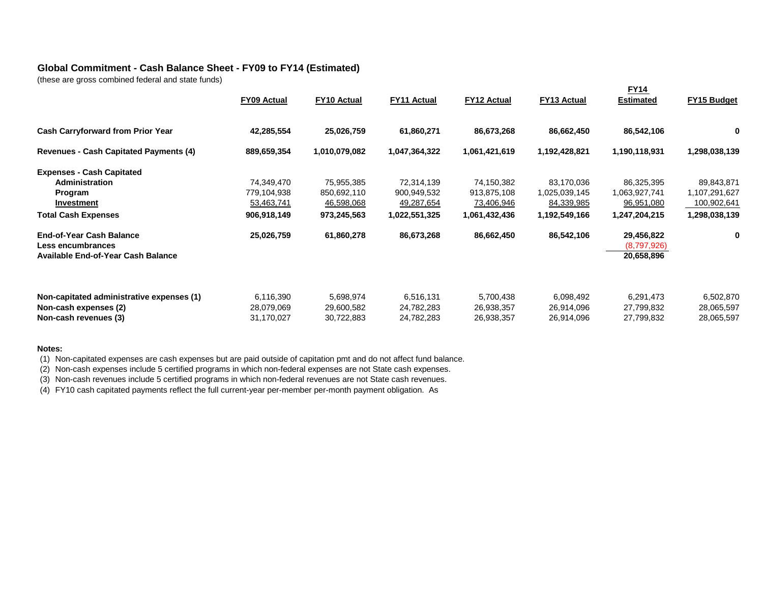## Global Commitment - Cash Balance Sheet - FY09 to FY14 (Estimated)

(these are gross combined federal and state funds)

| | FY09 Actual | FY10 Actual | FY11 Actual | FY12 Actual | FY13 Actual | FY14 Estimated | FY15 Budget |
|---|---|---|---|---|---|---|---|
| **Cash Carryforward from Prior Year** | **42,285,554** | **25,026,759** | **61,860,271** | **86,673,268** | **86,662,450** | **86,542,106** | **0** |
| **Revenues - Cash Capitated Payments (4)** | **889,659,354** | **1,010,079,082** | **1,047,364,322** | **1,061,421,619** | **1,192,428,821** | **1,190,118,931** | **1,298,038,139** |
| **Expenses - Cash Capitated** | | | | | | | |
| **Administration** | 74,349,470 | 75,955,385 | 72,314,139 | 74,150,382 | 83,170,036 | 86,325,395 | 89,843,871 |
| **Program** | 779,104,938 | 850,692,110 | 900,949,532 | 913,875,108 | 1,025,039,145 | 1,063,927,741 | 1,107,291,627 |
| **Investment** | 53,463,741 | 46,598,068 | 49,287,654 | 73,406,946 | 84,339,985 | 96,951,080 | 100,902,641 |
| **Total Cash Expenses** | **906,918,149** | **973,245,563** | **1,022,551,325** | **1,061,432,436** | **1,192,549,166** | **1,247,204,215** | **1,298,038,139** |
| **End-of-Year Cash Balance** | **25,026,759** | **61,860,278** | **86,673,268** | **86,662,450** | **86,542,106** | **29,456,822** | **0** |
| **Less encumbrances** | | | | | | (8,797,926) | |
| **Available End-of-Year Cash Balance** | | | | | | **20,658,896** | |
| **Non-capitated administrative expenses (1)** | 6,116,390 | 5,698,974 | 6,516,131 | 5,700,438 | 6,098,492 | 6,291,473 | 6,502,870 |
| **Non-cash expenses (2)** | 28,079,069 | 29,600,582 | 24,782,283 | 26,938,357 | 26,914,096 | 27,799,832 | 28,065,597 |
| **Non-cash revenues (3)** | 31,170,027 | 30,722,883 | 24,782,283 | 26,938,357 | 26,914,096 | 27,799,832 | 28,065,597 |

**Notes:**

(1) Non-capitated expenses are cash expenses but are paid outside of capitation pmt and do not affect fund balance.

(2) Non-cash expenses include 5 certified programs in which non-federal expenses are not State cash expenses.

(3) Non-cash revenues include 5 certified programs in which non-federal revenues are not State cash revenues.

(4) FY10 cash capitated payments reflect the full current-year per-member per-month payment obligation. As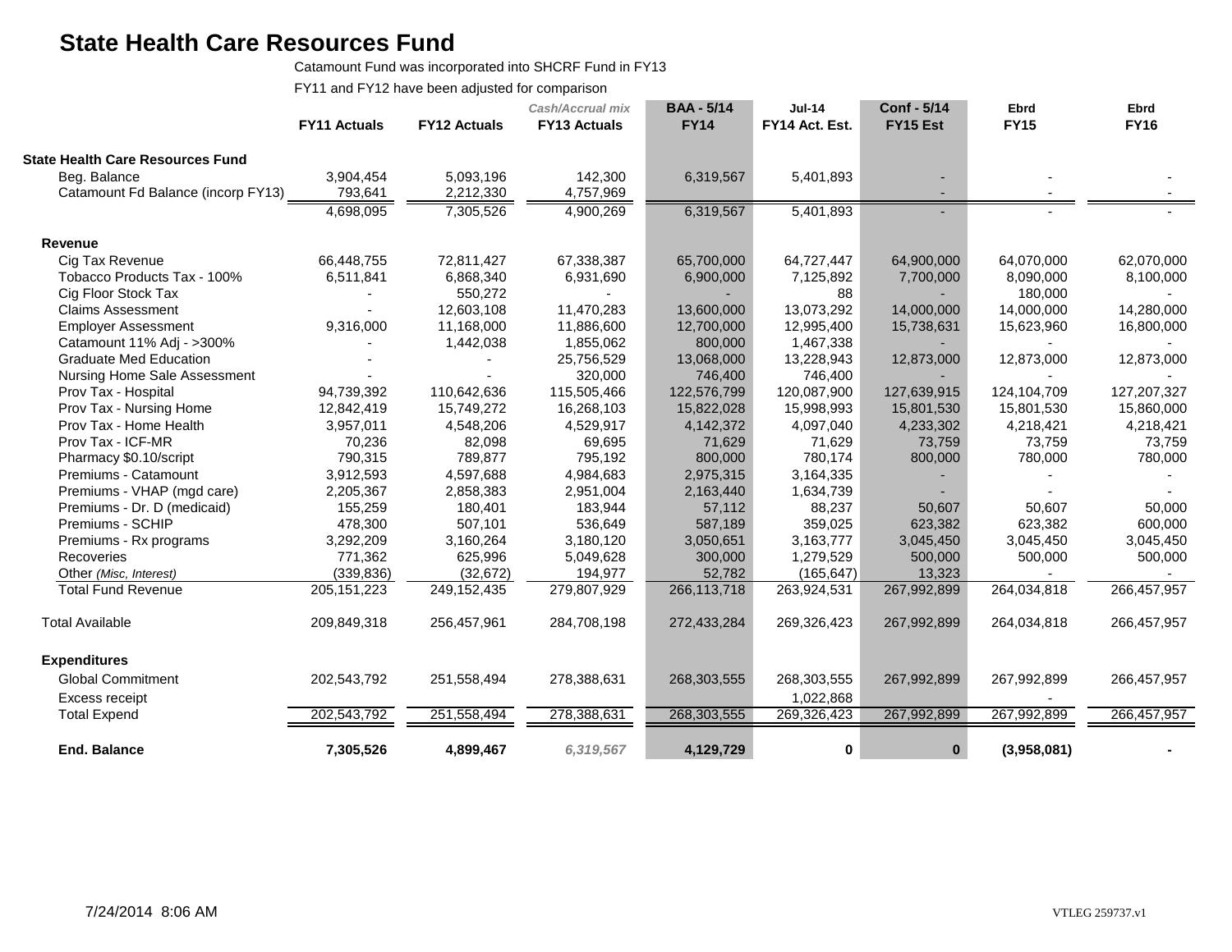# State Health Care Resources Fund

Catamount Fund was incorporated into SHCRF Fund in FY13

FY11 and FY12 have been adjusted for comparison

| | FY11 Actuals | FY12 Actuals | *Cash/Accrual mix* FY13 Actuals | BAA - 5/14 FY14 | Jul-14 FY14 Act. Est. | Conf - 5/14 FY15 Est | Ebrd FY15 | Ebrd FY16 |
|---|---|---|---|---|---|---|---|---|
| **State Health Care Resources Fund** | | | | | | | | |
| Beg. Balance | 3,904,454 | 5,093,196 | 142,300 | 6,319,567 | 5,401,893 | - | - | - |
| Catamount Fd Balance (incorp FY13) | 793,641 | 2,212,330 | 4,757,969 | | | - | - | - |
| | 4,698,095 | 7,305,526 | 4,900,269 | 6,319,567 | 5,401,893 | - | - | - |
| **Revenue** | | | | | | | | |
| Cig Tax Revenue | 66,448,755 | 72,811,427 | 67,338,387 | 65,700,000 | 64,727,447 | 64,900,000 | 64,070,000 | 62,070,000 |
| Tobacco Products Tax - 100% | 6,511,841 | 6,868,340 | 6,931,690 | 6,900,000 | 7,125,892 | 7,700,000 | 8,090,000 | 8,100,000 |
| Cig Floor Stock Tax | - | 550,272 | - | - | 88 | - | 180,000 | - |
| Claims Assessment | - | 12,603,108 | 11,470,283 | 13,600,000 | 13,073,292 | 14,000,000 | 14,000,000 | 14,280,000 |
| Employer Assessment | 9,316,000 | 11,168,000 | 11,886,600 | 12,700,000 | 12,995,400 | 15,738,631 | 15,623,960 | 16,800,000 |
| Catamount 11% Adj - >300% | - | 1,442,038 | 1,855,062 | 800,000 | 1,467,338 | - | - | - |
| Graduate Med Education | - | - | 25,756,529 | 13,068,000 | 13,228,943 | 12,873,000 | 12,873,000 | 12,873,000 |
| Nursing Home Sale Assessment | - | - | 320,000 | 746,400 | 746,400 | - | - | - |
| Prov Tax - Hospital | 94,739,392 | 110,642,636 | 115,505,466 | 122,576,799 | 120,087,900 | 127,639,915 | 124,104,709 | 127,207,327 |
| Prov Tax - Nursing Home | 12,842,419 | 15,749,272 | 16,268,103 | 15,822,028 | 15,998,993 | 15,801,530 | 15,801,530 | 15,860,000 |
| Prov Tax - Home Health | 3,957,011 | 4,548,206 | 4,529,917 | 4,142,372 | 4,097,040 | 4,233,302 | 4,218,421 | 4,218,421 |
| Prov Tax - ICF-MR | 70,236 | 82,098 | 69,695 | 71,629 | 71,629 | 73,759 | 73,759 | 73,759 |
| Pharmacy $0.10/script | 790,315 | 789,877 | 795,192 | 800,000 | 780,174 | 800,000 | 780,000 | 780,000 |
| Premiums - Catamount | 3,912,593 | 4,597,688 | 4,984,683 | 2,975,315 | 3,164,335 | - | - | - |
| Premiums - VHAP (mgd care) | 2,205,367 | 2,858,383 | 2,951,004 | 2,163,440 | 1,634,739 | - | - | - |
| Premiums - Dr. D (medicaid) | 155,259 | 180,401 | 183,944 | 57,112 | 88,237 | 50,607 | 50,607 | 50,000 |
| Premiums - SCHIP | 478,300 | 507,101 | 536,649 | 587,189 | 359,025 | 623,382 | 623,382 | 600,000 |
| Premiums - Rx programs | 3,292,209 | 3,160,264 | 3,180,120 | 3,050,651 | 3,163,777 | 3,045,450 | 3,045,450 | 3,045,450 |
| Recoveries | 771,362 | 625,996 | 5,049,628 | 300,000 | 1,279,529 | 500,000 | 500,000 | 500,000 |
| Other *(Misc, Interest)* | (339,836) | (32,672) | 194,977 | 52,782 | (165,647) | 13,323 | - | - |
| Total Fund Revenue | 205,151,223 | 249,152,435 | 279,807,929 | 266,113,718 | 263,924,531 | 267,992,899 | 264,034,818 | 266,457,957 |
| Total Available | 209,849,318 | 256,457,961 | 284,708,198 | 272,433,284 | 269,326,423 | 267,992,899 | 264,034,818 | 266,457,957 |
| **Expenditures** | | | | | | | | |
| Global Commitment | 202,543,792 | 251,558,494 | 278,388,631 | 268,303,555 | 268,303,555 | 267,992,899 | 267,992,899 | 266,457,957 |
| Excess receipt | | | | | 1,022,868 | | - | |
| Total Expend | 202,543,792 | 251,558,494 | 278,388,631 | 268,303,555 | 269,326,423 | 267,992,899 | 267,992,899 | 266,457,957 |
| **End. Balance** | **7,305,526** | **4,899,467** | ***6,319,567*** | **4,129,729** | **0** | **0** | **(3,958,081)** | **-** |

7/24/2014 8:06 AM

VTLEG 259737.v1